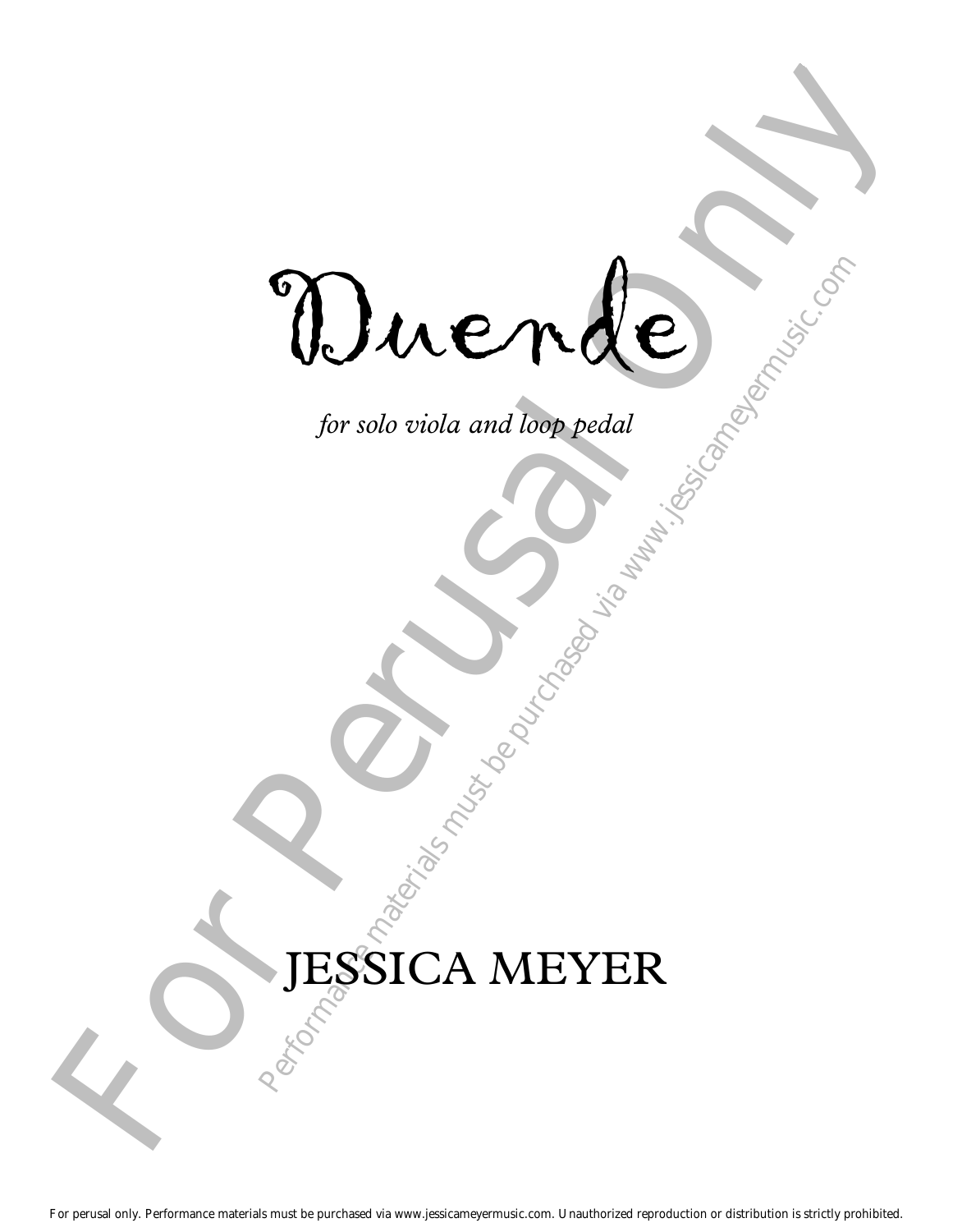# Duende

*for solo viola and loop pedal*

JESSICA MEYER

For Perusal Only

Performance materials must be purchased via www.jessicameyermusic.com

For perusal only. Performance materials must be purchased via www.jessicameyermusic.com. Unauthorized reproduction or distribution is strictly prohibited.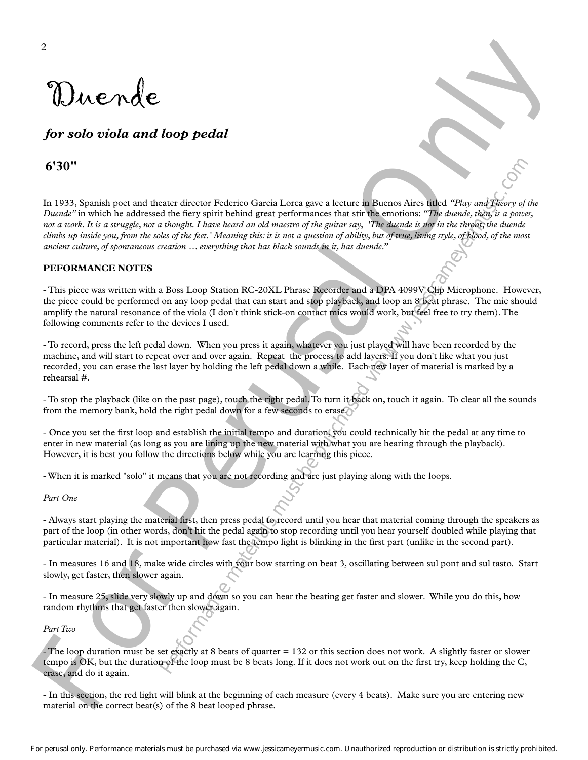# Duende

## *for solo viola and loop pedal*

**6'30"**

In 1933, Spanish poet and theater director Federico Garcia Lorca gave a lecture in Buenos Aires titled *"Play and Theory of the Duende"* in which he addressed the fiery spirit behind great performances that stir the emotions: *"The duende, then, is a power, not a work. It is a struggle, not a thought. I have heard an old maestro of the guitar say, 'The duende is not in the throat; the duende climbs up inside you, from the soles of the feet.' Meaning this: it is not a question of ability, but of true, living style, of blood, of the most ancient culture, of spontaneous creation … everything that has black sounds in it, has duende."*

**PEFORMANCE NOTES**

- This piece was written with a Boss Loop Station RC-20XL Phrase Recorder and a DPA 4099V Clip Microphone. However, the piece could be performed on any loop pedal that can start and stop playback, and loop an 8 beat phrase. The mic should amplify the natural resonance of the viola (I don't think stick-on contact mics would work, but feel free to try them). The following comments refer to the devices I used.

- To record, press the left pedal down. When you press it again, whatever you just played will have been recorded by the machine, and will start to repeat over and over again. Repeat the process to add layers. If you don't like what you just recorded, you can erase the last layer by holding the left pedal down a while. Each new layer of material is marked by a rehearsal #.

- To stop the playback (like on the past page), touch the right pedal. To turn it back on, touch it again. To clear all the sounds from the memory bank, hold the right pedal down for a few seconds to erase.

- Once you set the first loop and establish the initial tempo and duration, you could technically hit the pedal at any time to enter in new material (as long as you are lining up the new material with what you are hearing through the playback). However, it is best you follow the directions below while you are learning this piece.

- When it is marked "solo" it means that you are not recording and are just playing along with the loops.

*Part One*

- Always start playing the material first, then press pedal to record until you hear that material coming through the speakers as part of the loop (in other words, don't hit the pedal again to stop recording until you hear yourself doubled while playing that particular material). It is not important how fast the tempo light is blinking in the first part (unlike in the second part).

- In measures 16 and 18, make wide circles with your bow starting on beat 3, oscillating between sul pont and sul tasto. Start slowly, get faster, then slower again.

- In measure 25, slide very slowly up and down so you can hear the beating get faster and slower. While you do this, bow random rhythms that get faster then slower again.

*Part Two*

- The loop duration must be set exactly at 8 beats of quarter = 132 or this section does not work. A slightly faster or slower tempo is OK, but the duration of the loop must be 8 beats long. If it does not work out on the first try, keep holding the C, erase, and do it again.

- In this section, the red light will blink at the beginning of each measure (every 4 beats). Make sure you are entering new material on the correct beat(s) of the 8 beat looped phrase.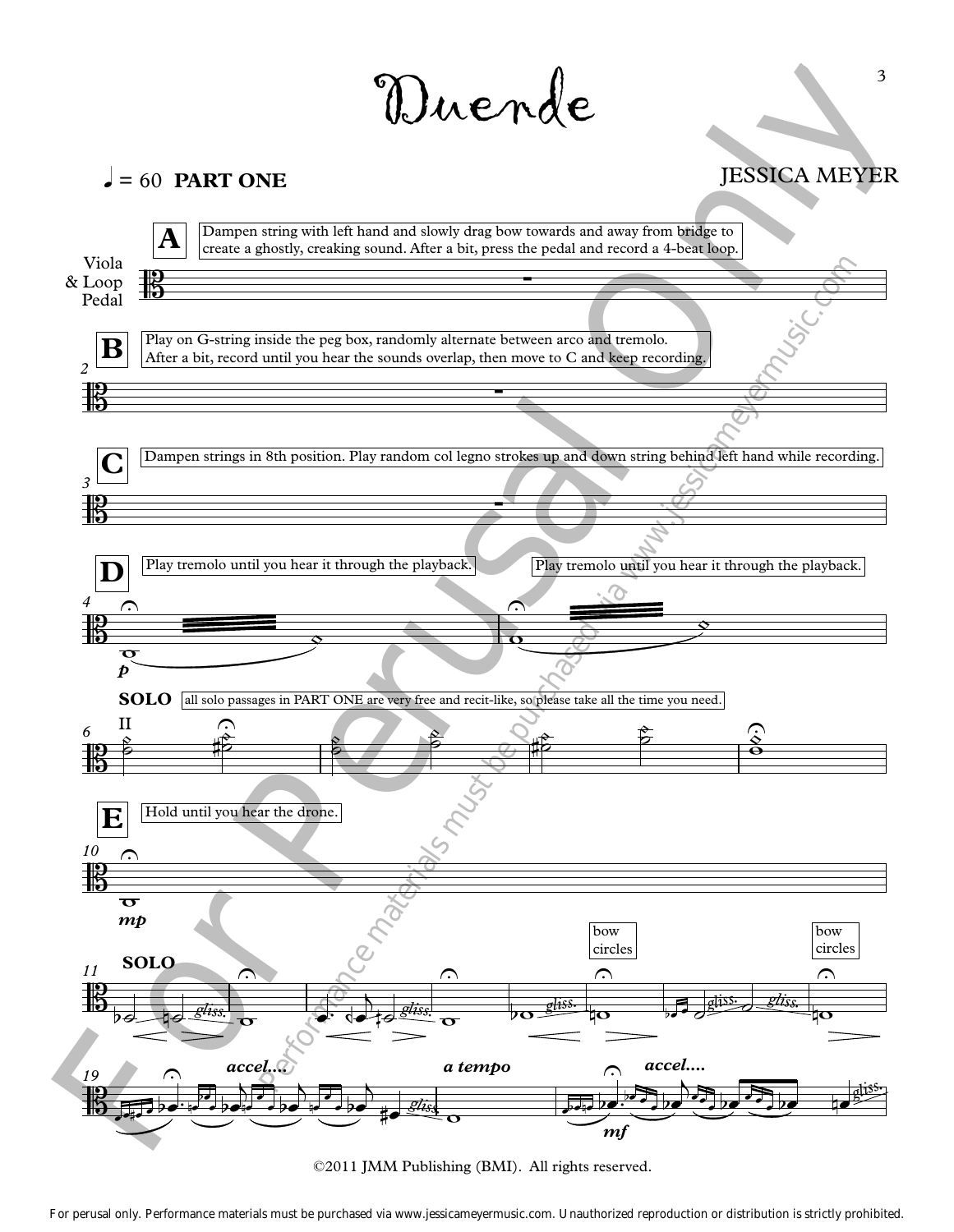# Duende

♩ = 60 **PART ONE**

JESSICA MEYER

Viola & Loop Pedal

**A** Dampen string with left hand and slowly drag bow towards and away from bridge to create a ghostly, creaking sound. After a bit, press the pedal and record a 4-beat loop.

**B** Play on G-string inside the peg box, randomly alternate between arco and tremolo. After a bit, record until you hear the sounds overlap, then move to C and keep recording.

**C** Dampen strings in 8th position. Play random col legno strokes up and down string behind left hand while recording.

**D** Play tremolo until you hear it through the playback. Play tremolo until you hear it through the playback.

*p*

**SOLO** all solo passages in PART ONE are very free and recit-like, so please take all the time you need.

II

**E** Hold until you hear the drone.

*mp*

**SOLO**

*gliss.* *gliss.* *gliss.* *gliss.* *gliss.*

bow circles — bow circles

*accel....* *a tempo* *accel....* *gliss.* *gliss.*

*mf*

©2011 JMM Publishing (BMI). All rights reserved.

For perusal only. Performance materials must be purchased via www.jessicameyermusic.com. Unauthorized reproduction or distribution is strictly prohibited.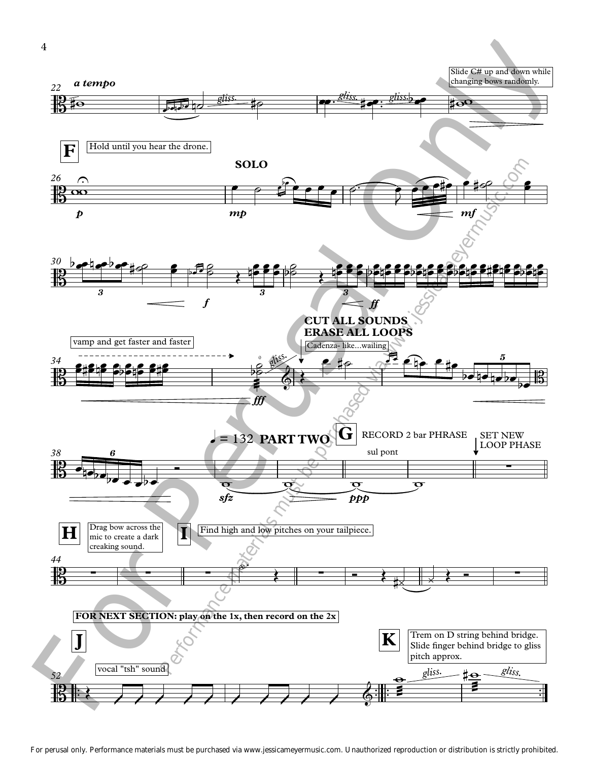*a tempo*

Slide C# up and down while changing bows randomly.

*gliss.*

**F** Hold until you hear the drone.

**SOLO**

*p* *mp* *mf* *f* *ff*

vamp and get faster and faster

*fff*

**CUT ALL SOUNDS**
**ERASE ALL LOOPS**

Cadenza- like...wailing

♩ = 132 **PART TWO**

**G** RECORD 2 bar PHRASE

sul pont

SET NEW LOOP PHASE

*sfz* *ppp*

**H** Drag bow across the mic to create a dark creaking sound.

**I** Find high and low pitches on your tailpiece.

**FOR NEXT SECTION: play on the 1x, then record on the 2x**

**J** vocal "tsh" sound

**K** Trem on D string behind bridge. Slide finger behind bridge to gliss pitch approx.

*gliss.* *gliss.*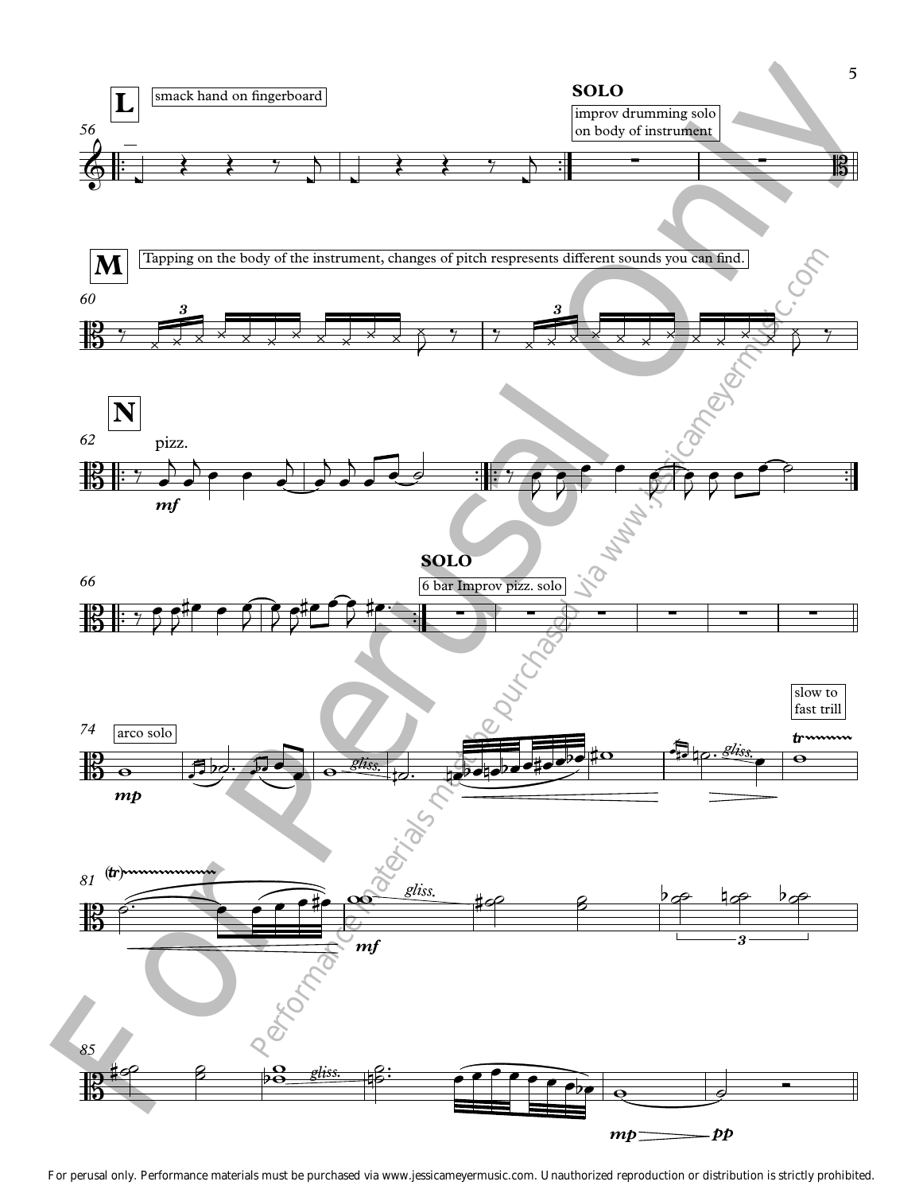**L** smack hand on fingerboard

56

**SOLO**

improv drumming solo on body of instrument

**M** Tapping on the body of the instrument, changes of pitch respresents different sounds you can find.

60

**N**

62

pizz.

*mf*

66

**SOLO**

6 bar Improv pizz. solo

74

arco solo

*mp*

*gliss.*

*gliss.*

slow to fast trill

81

*gliss.*

*mf*

85

*gliss.*

*mp* *pp*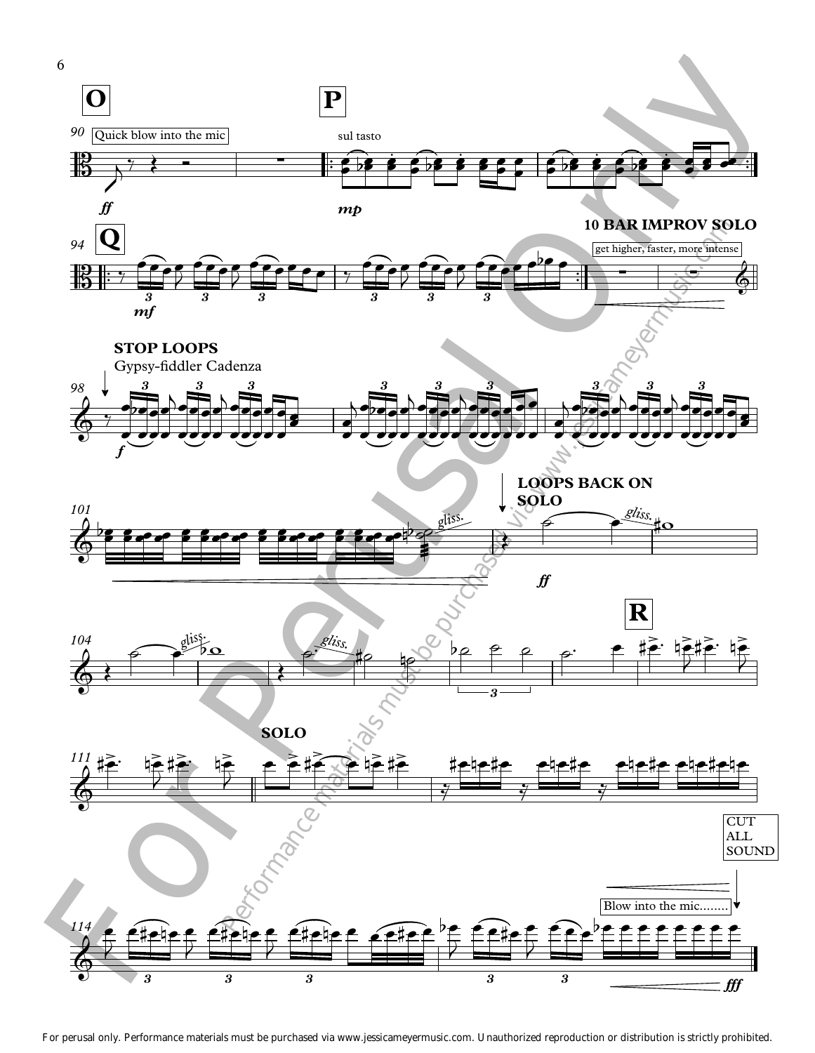O

P

Quick blow into the mic

sul tasto

Q

10 BAR IMPROV SOLO

get higher, faster, more intense

STOP LOOPS

Gypsy-fiddler Cadenza

LOOPS BACK ON

SOLO

R

SOLO

CUT ALL SOUND

Blow into the mic........

For perusal only. Performance materials must be purchased via www.jessicameyermusic.com. Unauthorized reproduction or distribution is strictly prohibited.